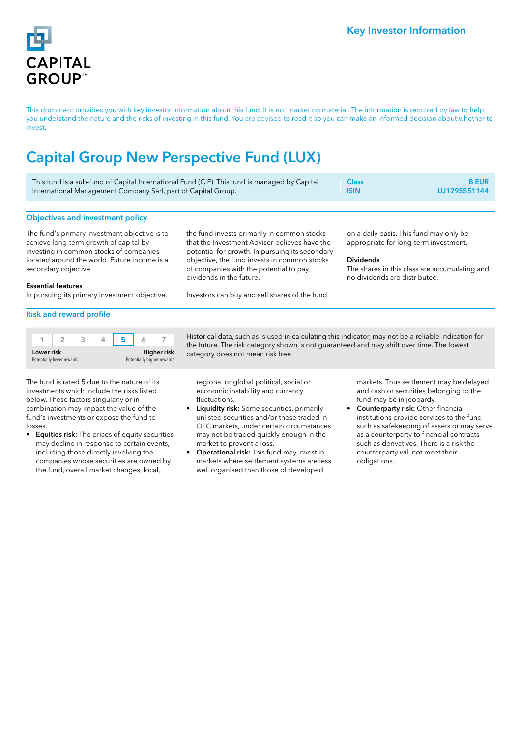CAPITAL GROUP

Key Investor Information

This document provides you with key investor information about this fund. It is not marketing material. The information is required by law to help you understand the nature and the risks of investing in this fund. You are advised to read it so you can make an informed decision about whether to invest.

# Capital Group New Perspective Fund (LUX)

This fund is a sub-fund of Capital International Fund (CIF). This fund is managed by Capital International Management Company Sàrl, part of Capital Group.

| | |
|---|---|
| Class | B EUR |
| ISIN | LU1295551144 |

## Objectives and investment policy

The fund's primary investment objective is to achieve long-term growth of capital by investing in common stocks of companies located around the world. Future income is a secondary objective.

**Essential features**

In pursuing its primary investment objective, the fund invests primarily in common stocks that the Investment Adviser believes have the potential for growth. In pursuing its secondary objective, the fund invests in common stocks of companies with the potential to pay dividends in the future.

Investors can buy and sell shares of the fund on a daily basis. This fund may only be appropriate for long-term investment.

**Dividends**

The shares in this class are accumulating and no dividends are distributed.

## Risk and reward profile

| 1 | 2 | 3 | 4 | **5** | 6 | 7 |
|---|---|---|---|---|---|---|

Lower risk — Potentially lower rewards | Higher risk — Potentially higher rewards

Historical data, such as is used in calculating this indicator, may not be a reliable indication for the future. The risk category shown is not guaranteed and may shift over time. The lowest category does not mean risk free.

The fund is rated 5 due to the nature of its investments which include the risks listed below. These factors singularly or in combination may impact the value of the fund's investments or expose the fund to losses.

- **Equities risk:** The prices of equity securities may decline in response to certain events, including those directly involving the companies whose securities are owned by the fund, overall market changes, local, regional or global political, social or economic instability and currency fluctuations.
- **Liquidity risk:** Some securities, primarily unlisted securities and/or those traded in OTC markets, under certain circumstances may not be traded quickly enough in the market to prevent a loss.
- **Operational risk:** This fund may invest in markets where settlement systems are less well organised than those of developed markets. Thus settlement may be delayed and cash or securities belonging to the fund may be in jeopardy.
- **Counterparty risk:** Other financial institutions provide services to the fund such as safekeeping of assets or may serve as a counterparty to financial contracts such as derivatives. There is a risk the counterparty will not meet their obligations.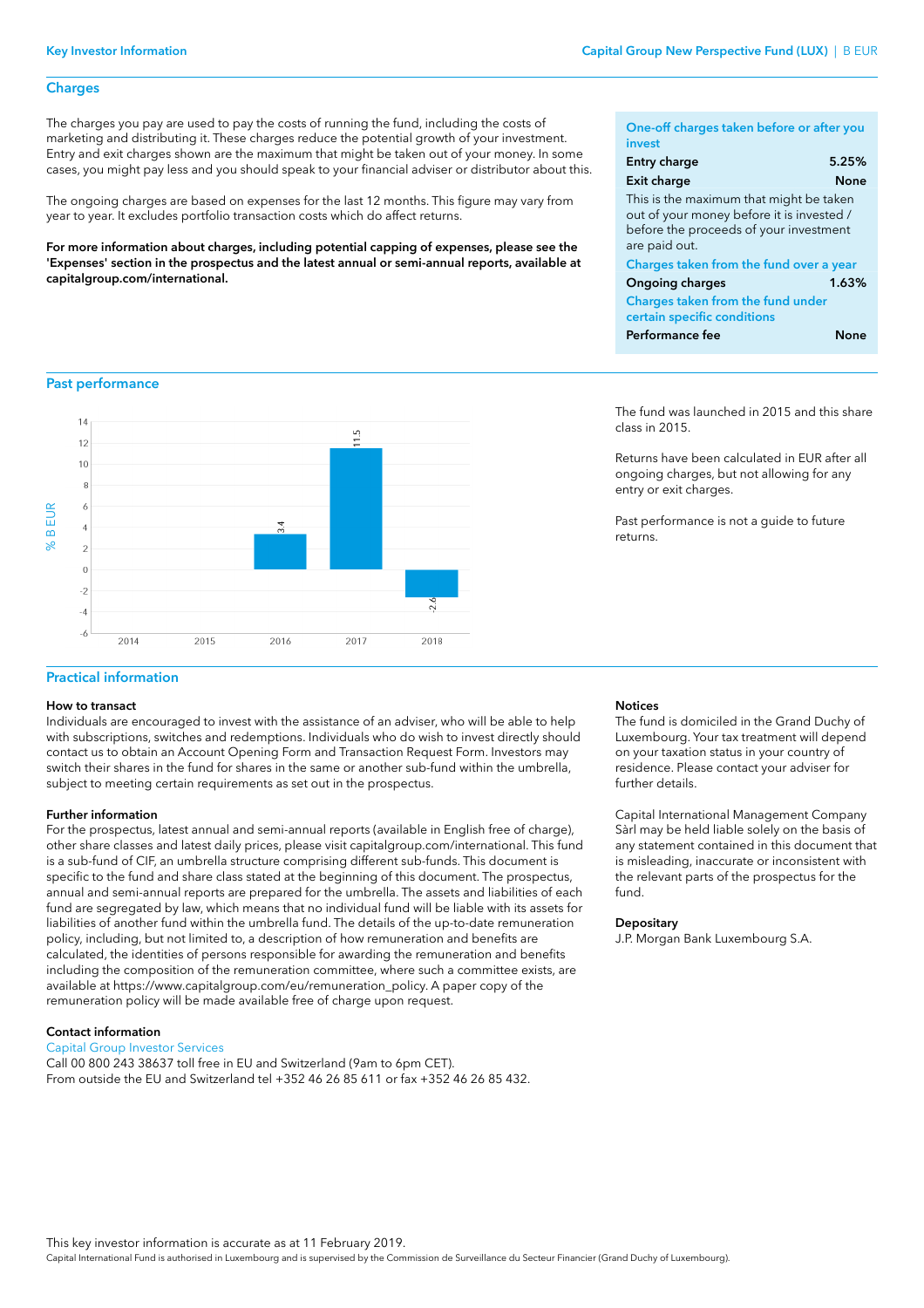## Charges

The charges you pay are used to pay the costs of running the fund, including the costs of marketing and distributing it. These charges reduce the potential growth of your investment. Entry and exit charges shown are the maximum that might be taken out of your money. In some cases, you might pay less and you should speak to your financial adviser or distributor about this.

The ongoing charges are based on expenses for the last 12 months. This figure may vary from year to year. It excludes portfolio transaction costs which do affect returns.

**For more information about charges, including potential capping of expenses, please see the 'Expenses' section in the prospectus and the latest annual or semi-annual reports, available at capitalgroup.com/international.**

| One-off charges taken before or after you invest | |
|---|---|
| **Entry charge** | **5.25%** |
| **Exit charge** | **None** |
| This is the maximum that might be taken out of your money before it is invested / before the proceeds of your investment are paid out. | |
| **Charges taken from the fund over a year** | |
| **Ongoing charges** | **1.63%** |
| **Charges taken from the fund under certain specific conditions** | |
| **Performance fee** | **None** |

## Past performance

% B EUR

14
12
10
8
6
4
2
0
-2
-4
-6

3.4
11.5
-2.6

2014 2015 2016 2017 2018

The fund was launched in 2015 and this share class in 2015.

Returns have been calculated in EUR after all ongoing charges, but not allowing for any entry or exit charges.

Past performance is not a guide to future returns.

## Practical information

**How to transact**
Individuals are encouraged to invest with the assistance of an adviser, who will be able to help with subscriptions, switches and redemptions. Individuals who do wish to invest directly should contact us to obtain an Account Opening Form and Transaction Request Form. Investors may switch their shares in the fund for shares in the same or another sub-fund within the umbrella, subject to meeting certain requirements as set out in the prospectus.

**Further information**
For the prospectus, latest annual and semi-annual reports (available in English free of charge), other share classes and latest daily prices, please visit capitalgroup.com/international. This fund is a sub-fund of CIF, an umbrella structure comprising different sub-funds. This document is specific to the fund and share class stated at the beginning of this document. The prospectus, annual and semi-annual reports are prepared for the umbrella. The assets and liabilities of each fund are segregated by law, which means that no individual fund will be liable with its assets for liabilities of another fund within the umbrella fund. The details of the up-to-date remuneration policy, including, but not limited to, a description of how remuneration and benefits are calculated, the identities of persons responsible for awarding the remuneration and benefits including the composition of the remuneration committee, where such a committee exists, are available at https://www.capitalgroup.com/eu/remuneration_policy. A paper copy of the remuneration policy will be made available free of charge upon request.

**Contact information**
Capital Group Investor Services
Call 00 800 243 38637 toll free in EU and Switzerland (9am to 6pm CET).
From outside the EU and Switzerland tel +352 46 26 85 611 or fax +352 46 26 85 432.

**Notices**
The fund is domiciled in the Grand Duchy of Luxembourg. Your tax treatment will depend on your taxation status in your country of residence. Please contact your adviser for further details.

Capital International Management Company Sàrl may be held liable solely on the basis of any statement contained in this document that is misleading, inaccurate or inconsistent with the relevant parts of the prospectus for the fund.

**Depositary**
J.P. Morgan Bank Luxembourg S.A.

This key investor information is accurate as at 11 February 2019.
Capital International Fund is authorised in Luxembourg and is supervised by the Commission de Surveillance du Secteur Financier (Grand Duchy of Luxembourg).